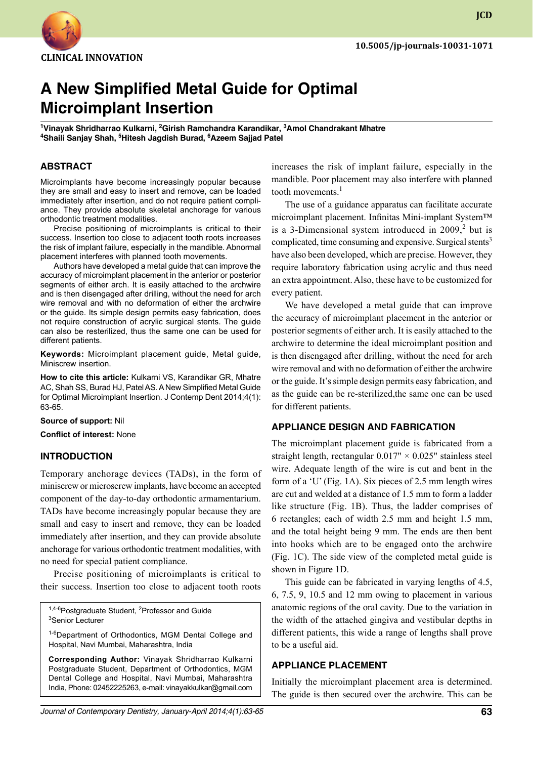CLINICAL INNOVATION

10.5005/jp-journals-10031-1071

# A New Simplified Metal Guide for Optimal Microimplant Insertion

[1]Vinayak Shridharrao Kulkarni, [2]Girish Ramchandra Karandikar, [3]Amol Chandrakant Mhatre
[4]Shaili Sanjay Shah, [5]Hitesh Jagdish Burad, [6]Azeem Sajjad Patel

## ABSTRACT

Microimplants have become increasingly popular because they are small and easy to insert and remove, can be loaded immediately after insertion, and do not require patient compliance. They provide absolute skeletal anchorage for various orthodontic treatment modalities.

Precise positioning of microimplants is critical to their success. Insertion too close to adjacent tooth roots increases the risk of implant failure, especially in the mandible. Abnormal placement interferes with planned tooth movements.

Authors have developed a metal guide that can improve the accuracy of microimplant placement in the anterior or posterior segments of either arch. It is easily attached to the archwire and is then disengaged after drilling, without the need for arch wire removal and with no deformation of either the archwire or the guide. Its simple design permits easy fabrication, does not require construction of acrylic surgical stents. The guide can also be resterilized, thus the same one can be used for different patients.

**Keywords:** Microimplant placement guide, Metal guide, Miniscrew insertion.

**How to cite this article:** Kulkarni VS, Karandikar GR, Mhatre AC, Shah SS, Burad HJ, Patel AS. A New Simplified Metal Guide for Optimal Microimplant Insertion. J Contemp Dent 2014;4(1): 63-65.

**Source of support:** Nil

**Conflict of interest:** None

## INTRODUCTION

Temporary anchorage devices (TADs), in the form of miniscrew or microscrew implants, have become an accepted component of the day-to-day orthodontic armamentarium. TADs have become increasingly popular because they are small and easy to insert and remove, they can be loaded immediately after insertion, and they can provide absolute anchorage for various orthodontic treatment modalities, with no need for special patient compliance.

Precise positioning of microimplants is critical to their success. Insertion too close to adjacent tooth roots increases the risk of implant failure, especially in the mandible. Poor placement may also interfere with planned tooth movements.[1]

The use of a guidance apparatus can facilitate accurate microimplant placement. Infinitas Mini-implant System™ is a 3-Dimensional system introduced in 2009,[2] but is complicated, time consuming and expensive. Surgical stents[3] have also been developed, which are precise. However, they require laboratory fabrication using acrylic and thus need an extra appointment. Also, these have to be customized for every patient.

We have developed a metal guide that can improve the accuracy of microimplant placement in the anterior or posterior segments of either arch. It is easily attached to the archwire to determine the ideal microimplant position and is then disengaged after drilling, without the need for arch wire removal and with no deformation of either the archwire or the guide. It's simple design permits easy fabrication, and as the guide can be re-sterilized,the same one can be used for different patients.

## APPLIANCE DESIGN AND FABRICATION

The microimplant placement guide is fabricated from a straight length, rectangular 0.017" × 0.025" stainless steel wire. Adequate length of the wire is cut and bent in the form of a 'U' (Fig. 1A). Six pieces of 2.5 mm length wires are cut and welded at a distance of 1.5 mm to form a ladder like structure (Fig. 1B). Thus, the ladder comprises of 6 rectangles; each of width 2.5 mm and height 1.5 mm, and the total height being 9 mm. The ends are then bent into hooks which are to be engaged onto the archwire (Fig. 1C). The side view of the completed metal guide is shown in Figure 1D.

This guide can be fabricated in varying lengths of 4.5, 6, 7.5, 9, 10.5 and 12 mm owing to placement in various anatomic regions of the oral cavity. Due to the variation in the width of the attached gingiva and vestibular depths in different patients, this wide a range of lengths shall prove to be a useful aid.

## APPLIANCE PLACEMENT

Initially the microimplant placement area is determined. The guide is then secured over the archwire. This can be

---

[1,4-6]Postgraduate Student, [2]Professor and Guide
[3]Senior Lecturer

[1-6]Department of Orthodontics, MGM Dental College and Hospital, Navi Mumbai, Maharashtra, India

**Corresponding Author:** Vinayak Shridharrao Kulkarni Postgraduate Student, Department of Orthodontics, MGM Dental College and Hospital, Navi Mumbai, Maharashtra India, Phone: 02452225263, e-mail: vinayakkulkar@gmail.com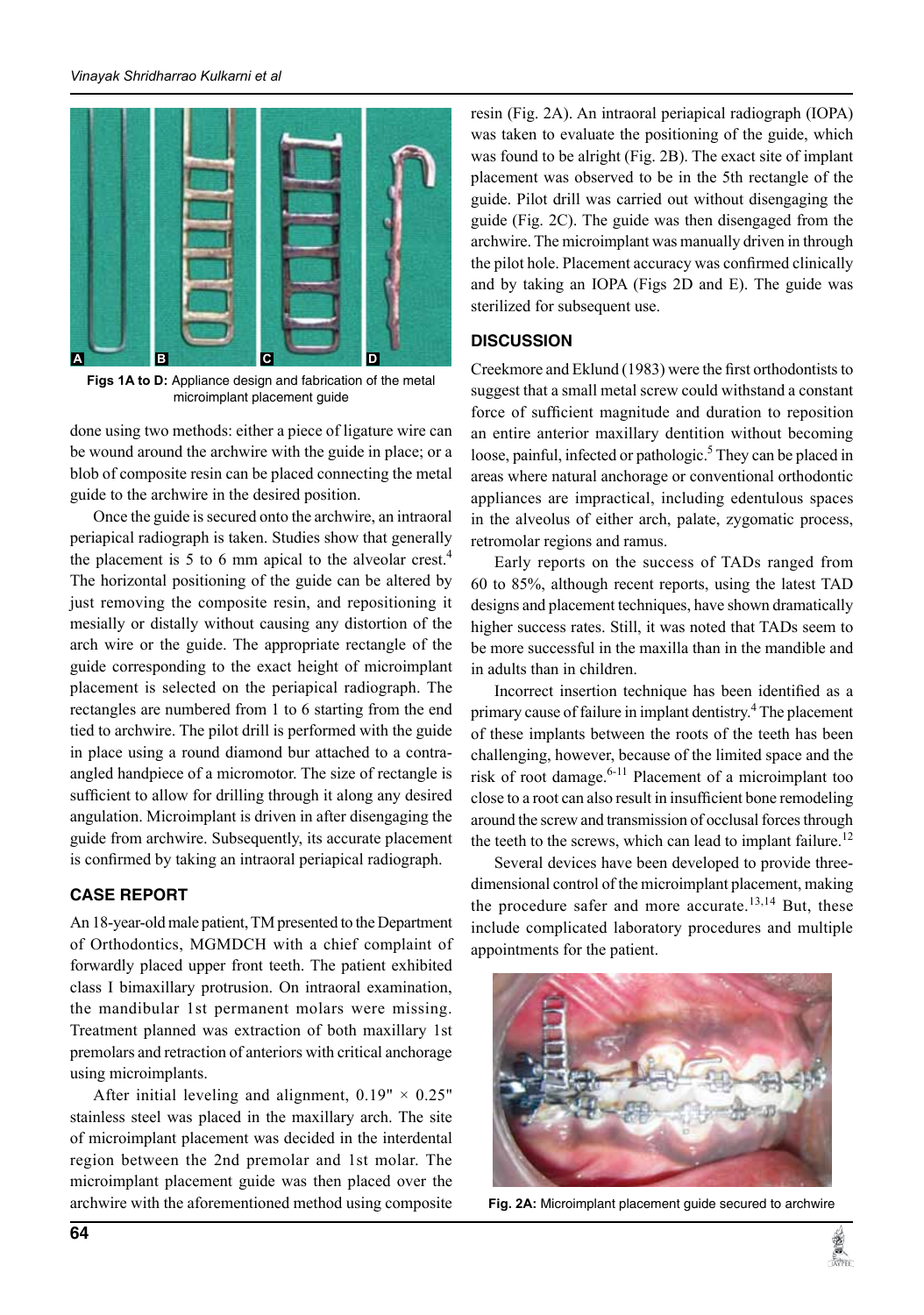Figs 1A to D: Appliance design and fabrication of the metal microimplant placement guide

done using two methods: either a piece of ligature wire can be wound around the archwire with the guide in place; or a blob of composite resin can be placed connecting the metal guide to the archwire in the desired position.

Once the guide is secured onto the archwire, an intraoral periapical radiograph is taken. Studies show that generally the placement is 5 to 6 mm apical to the alveolar crest.[4] The horizontal positioning of the guide can be altered by just removing the composite resin, and repositioning it mesially or distally without causing any distortion of the arch wire or the guide. The appropriate rectangle of the guide corresponding to the exact height of microimplant placement is selected on the periapical radiograph. The rectangles are numbered from 1 to 6 starting from the end tied to archwire. The pilot drill is performed with the guide in place using a round diamond bur attached to a contra-angled handpiece of a micromotor. The size of rectangle is sufficient to allow for drilling through it along any desired angulation. Microimplant is driven in after disengaging the guide from archwire. Subsequently, its accurate placement is confirmed by taking an intraoral periapical radiograph.

## CASE REPORT

An 18-year-old male patient, TM presented to the Department of Orthodontics, MGMDCH with a chief complaint of forwardly placed upper front teeth. The patient exhibited class I bimaxillary protrusion. On intraoral examination, the mandibular 1st permanent molars were missing. Treatment planned was extraction of both maxillary 1st premolars and retraction of anteriors with critical anchorage using microimplants.

After initial leveling and alignment, 0.19" × 0.25" stainless steel was placed in the maxillary arch. The site of microimplant placement was decided in the interdental region between the 2nd premolar and 1st molar. The microimplant placement guide was then placed over the archwire with the aforementioned method using composite resin (Fig. 2A). An intraoral periapical radiograph (IOPA) was taken to evaluate the positioning of the guide, which was found to be alright (Fig. 2B). The exact site of implant placement was observed to be in the 5th rectangle of the guide. Pilot drill was carried out without disengaging the guide (Fig. 2C). The guide was then disengaged from the archwire. The microimplant was manually driven in through the pilot hole. Placement accuracy was confirmed clinically and by taking an IOPA (Figs 2D and E). The guide was sterilized for subsequent use.

## DISCUSSION

Creekmore and Eklund (1983) were the first orthodontists to suggest that a small metal screw could withstand a constant force of sufficient magnitude and duration to reposition an entire anterior maxillary dentition without becoming loose, painful, infected or pathologic.[5] They can be placed in areas where natural anchorage or conventional orthodontic appliances are impractical, including edentulous spaces in the alveolus of either arch, palate, zygomatic process, retromolar regions and ramus.

Early reports on the success of TADs ranged from 60 to 85%, although recent reports, using the latest TAD designs and placement techniques, have shown dramatically higher success rates. Still, it was noted that TADs seem to be more successful in the maxilla than in the mandible and in adults than in children.

Incorrect insertion technique has been identified as a primary cause of failure in implant dentistry.[4] The placement of these implants between the roots of the teeth has been challenging, however, because of the limited space and the risk of root damage.[6-11] Placement of a microimplant too close to a root can also result in insufficient bone remodeling around the screw and transmission of occlusal forces through the teeth to the screws, which can lead to implant failure.[12]

Several devices have been developed to provide three-dimensional control of the microimplant placement, making the procedure safer and more accurate.[13,14] But, these include complicated laboratory procedures and multiple appointments for the patient.

Fig. 2A: Microimplant placement guide secured to archwire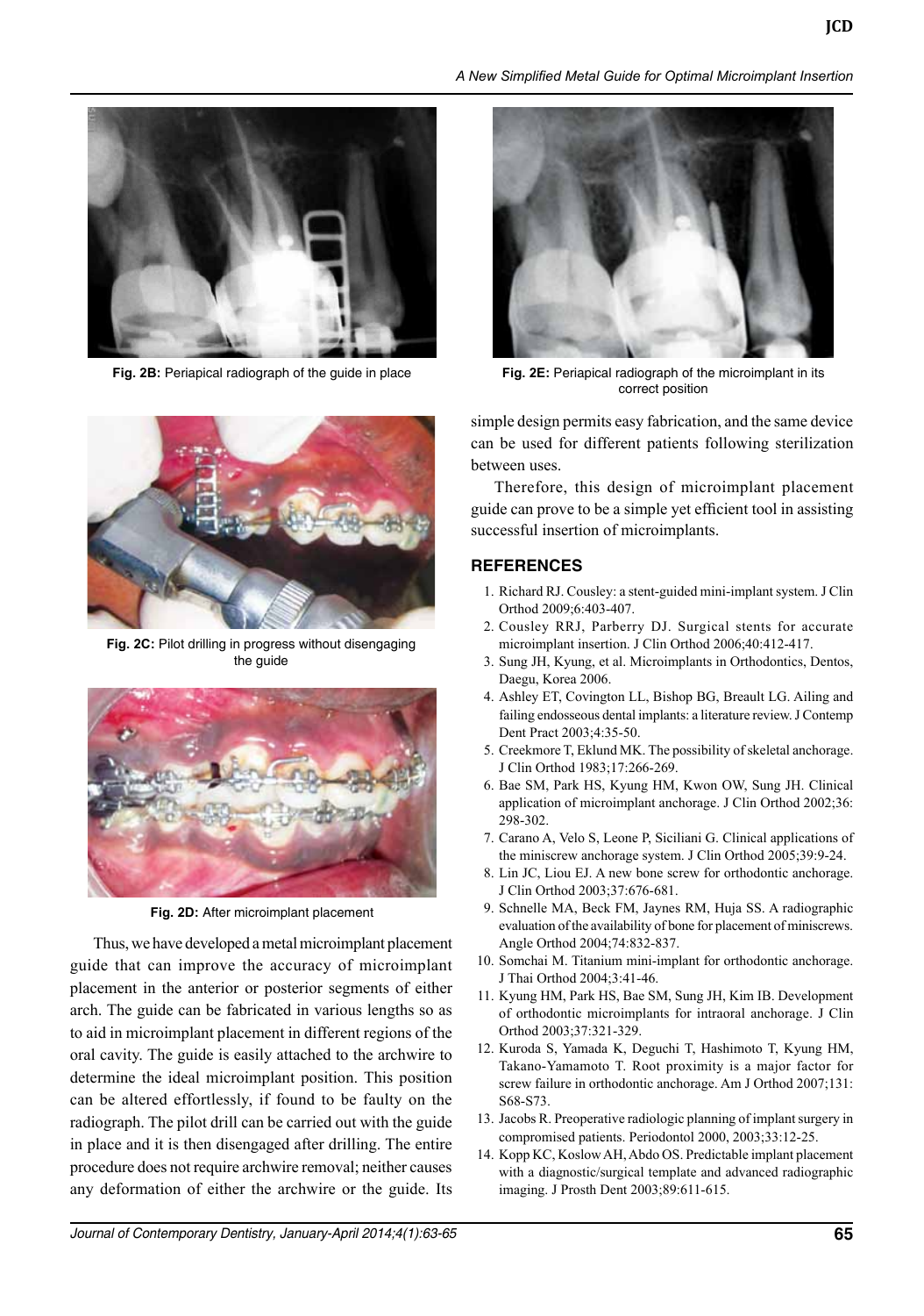Fig. 2B: Periapical radiograph of the guide in place

Fig. 2C: Pilot drilling in progress without disengaging the guide

Fig. 2D: After microimplant placement

Thus, we have developed a metal microimplant placement guide that can improve the accuracy of microimplant placement in the anterior or posterior segments of either arch. The guide can be fabricated in various lengths so as to aid in microimplant placement in different regions of the oral cavity. The guide is easily attached to the archwire to determine the ideal microimplant position. This position can be altered effortlessly, if found to be faulty on the radiograph. The pilot drill can be carried out with the guide in place and it is then disengaged after drilling. The entire procedure does not require archwire removal; neither causes any deformation of either the archwire or the guide. Its simple design permits easy fabrication, and the same device can be used for different patients following sterilization between uses.

Fig. 2E: Periapical radiograph of the microimplant in its correct position

Therefore, this design of microimplant placement guide can prove to be a simple yet efficient tool in assisting successful insertion of microimplants.

## REFERENCES

1. Richard RJ. Cousley: a stent-guided mini-implant system. J Clin Orthod 2009;6:403-407.
2. Cousley RRJ, Parberry DJ. Surgical stents for accurate microimplant insertion. J Clin Orthod 2006;40:412-417.
3. Sung JH, Kyung, et al. Microimplants in Orthodontics, Dentos, Daegu, Korea 2006.
4. Ashley ET, Covington LL, Bishop BG, Breault LG. Ailing and failing endosseous dental implants: a literature review. J Contemp Dent Pract 2003;4:35-50.
5. Creekmore T, Eklund MK. The possibility of skeletal anchorage. J Clin Orthod 1983;17:266-269.
6. Bae SM, Park HS, Kyung HM, Kwon OW, Sung JH. Clinical application of microimplant anchorage. J Clin Orthod 2002;36: 298-302.
7. Carano A, Velo S, Leone P, Siciliani G. Clinical applications of the miniscrew anchorage system. J Clin Orthod 2005;39:9-24.
8. Lin JC, Liou EJ. A new bone screw for orthodontic anchorage. J Clin Orthod 2003;37:676-681.
9. Schnelle MA, Beck FM, Jaynes RM, Huja SS. A radiographic evaluation of the availability of bone for placement of miniscrews. Angle Orthod 2004;74:832-837.
10. Somchai M. Titanium mini-implant for orthodontic anchorage. J Thai Orthod 2004;3:41-46.
11. Kyung HM, Park HS, Bae SM, Sung JH, Kim IB. Development of orthodontic microimplants for intraoral anchorage. J Clin Orthod 2003;37:321-329.
12. Kuroda S, Yamada K, Deguchi T, Hashimoto T, Kyung HM, Takano-Yamamoto T. Root proximity is a major factor for screw failure in orthodontic anchorage. Am J Orthod 2007;131: S68-S73.
13. Jacobs R. Preoperative radiologic planning of implant surgery in compromised patients. Periodontol 2000, 2003;33:12-25.
14. Kopp KC, Koslow AH, Abdo OS. Predictable implant placement with a diagnostic/surgical template and advanced radiographic imaging. J Prosth Dent 2003;89:611-615.